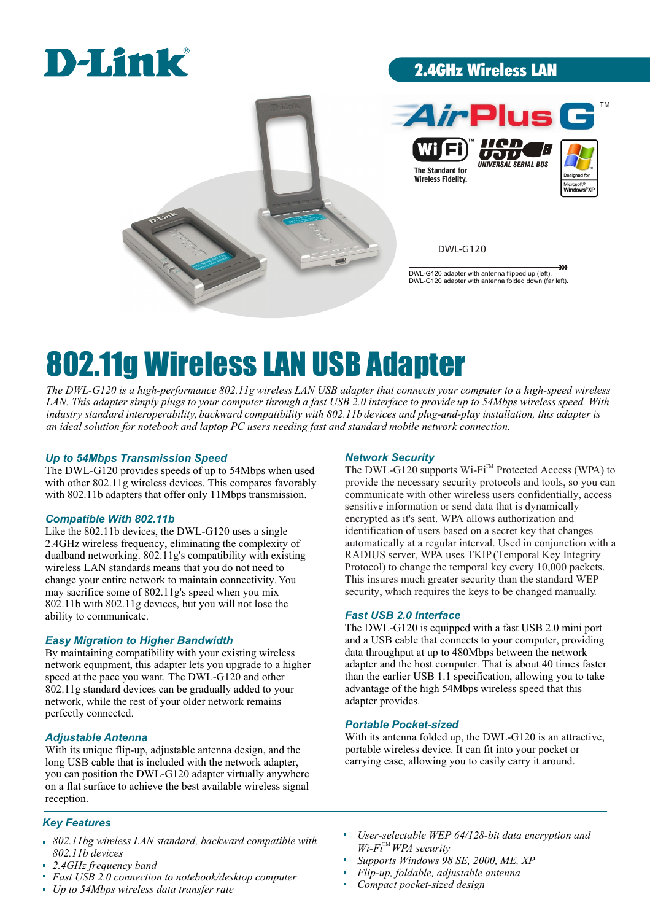D-Link®

2.4GHz Wireless LAN

AirPlus G™

The Standard for Wireless Fidelity.

DWL-G120

DWL-G120 adapter with antenna flipped up (left), DWL-G120 adapter with antenna folded down (far left).

# 802.11g Wireless LAN USB Adapter

*The DWL-G120 is a high-performance 802.11g wireless LAN USB adapter that connects your computer to a high-speed wireless LAN. This adapter simply plugs to your computer through a fast USB 2.0 interface to provide up to 54Mbps wireless speed. With industry standard interoperability, backward compatibility with 802.11b devices and plug-and-play installation, this adapter is an ideal solution for notebook and laptop PC users needing fast and standard mobile network connection.*

### Up to 54Mbps Transmission Speed

The DWL-G120 provides speeds of up to 54Mbps when used with other 802.11g wireless devices. This compares favorably with 802.11b adapters that offer only 11Mbps transmission.

### Compatible With 802.11b

Like the 802.11b devices, the DWL-G120 uses a single 2.4GHz wireless frequency, eliminating the complexity of dualband networking. 802.11g's compatibility with existing wireless LAN standards means that you do not need to change your entire network to maintain connectivity. You may sacrifice some of 802.11g's speed when you mix 802.11b with 802.11g devices, but you will not lose the ability to communicate.

### Easy Migration to Higher Bandwidth

By maintaining compatibility with your existing wireless network equipment, this adapter lets you upgrade to a higher speed at the pace you want. The DWL-G120 and other 802.11g standard devices can be gradually added to your network, while the rest of your older network remains perfectly connected.

### Adjustable Antenna

With its unique flip-up, adjustable antenna design, and the long USB cable that is included with the network adapter, you can position the DWL-G120 adapter virtually anywhere on a flat surface to achieve the best available wireless signal reception.

### Network Security

The DWL-G120 supports Wi-Fi™ Protected Access (WPA) to provide the necessary security protocols and tools, so you can communicate with other wireless users confidentially, access sensitive information or send data that is dynamically encrypted as it's sent. WPA allows authorization and identification of users based on a secret key that changes automatically at a regular interval. Used in conjunction with a RADIUS server, WPA uses TKIP (Temporal Key Integrity Protocol) to change the temporal key every 10,000 packets. This insures much greater security than the standard WEP security, which requires the keys to be changed manually.

### Fast USB 2.0 Interface

The DWL-G120 is equipped with a fast USB 2.0 mini port and a USB cable that connects to your computer, providing data throughput at up to 480Mbps between the network adapter and the host computer. That is about 40 times faster than the earlier USB 1.1 specification, allowing you to take advantage of the high 54Mbps wireless speed that this adapter provides.

### Portable Pocket-sized

With its antenna folded up, the DWL-G120 is an attractive, portable wireless device. It can fit into your pocket or carrying case, allowing you to easily carry it around.

### Key Features

- *802.11bg wireless LAN standard, backward compatible with 802.11b devices*
- *2.4GHz frequency band*
- *Fast USB 2.0 connection to notebook/desktop computer*
- *Up to 54Mbps wireless data transfer rate*
- *User-selectable WEP 64/128-bit data encryption and Wi-Fi™ WPA security*
- *Supports Windows 98 SE, 2000, ME, XP*
- *Flip-up, foldable, adjustable antenna*
- *Compact pocket-sized design*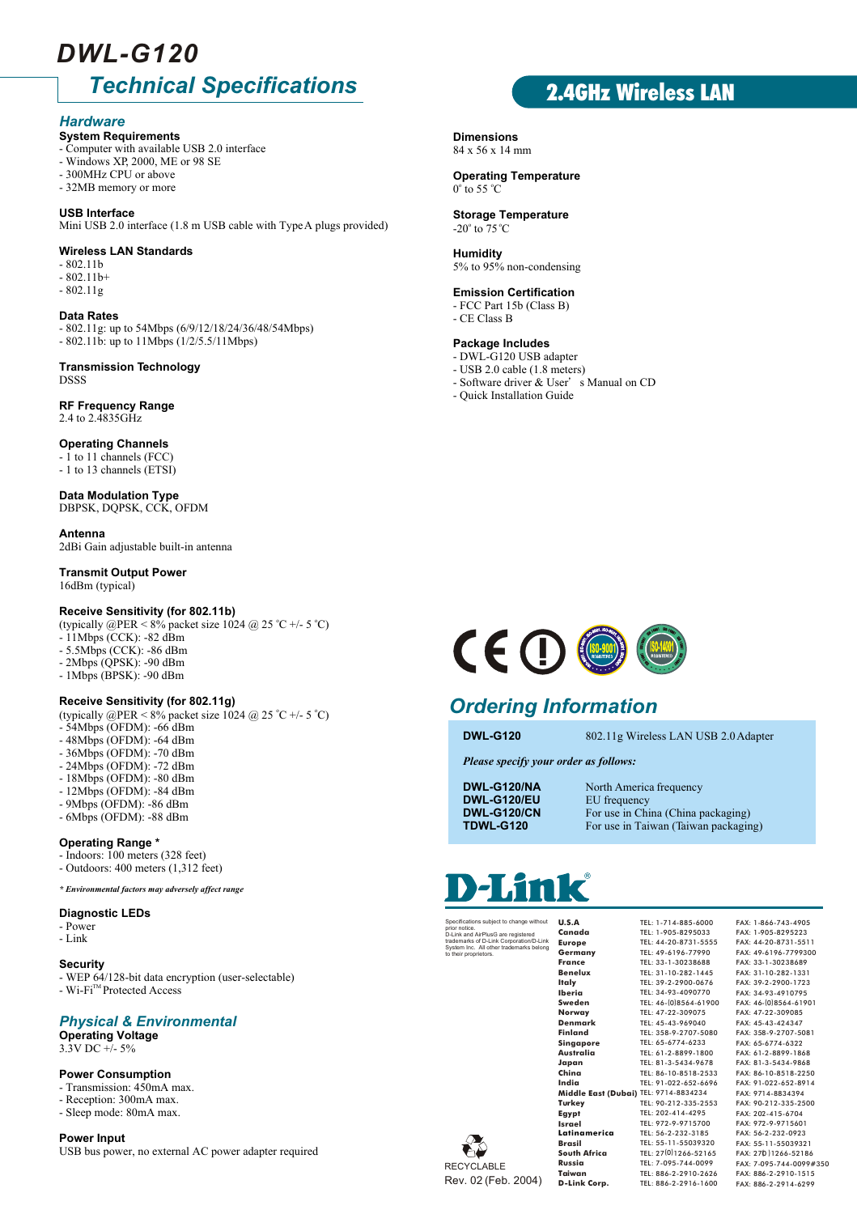# DWL-G120

## Technical Specifications

**2.4GHz Wireless LAN**

### Hardware

**System Requirements**
- Computer with available USB 2.0 interface
- Windows XP, 2000, ME or 98 SE
- 300MHz CPU or above
- 32MB memory or more

**USB Interface**
Mini USB 2.0 interface (1.8 m USB cable with Type A plugs provided)

**Wireless LAN Standards**
- 802.11b
- 802.11b+
- 802.11g

**Data Rates**
- 802.11g: up to 54Mbps (6/9/12/18/24/36/48/54Mbps)
- 802.11b: up to 11Mbps (1/2/5.5/11Mbps)

**Transmission Technology**
DSSS

**RF Frequency Range**
2.4 to 2.4835GHz

**Operating Channels**
- 1 to 11 channels (FCC)
- 1 to 13 channels (ETSI)

**Data Modulation Type**
DBPSK, DQPSK, CCK, OFDM

**Antenna**
2dBi Gain adjustable built-in antenna

**Transmit Output Power**
16dBm (typical)

**Receive Sensitivity (for 802.11b)**
(typically @PER < 8% packet size 1024 @ 25 °C +/- 5 °C)
- 11Mbps (CCK): -82 dBm
- 5.5Mbps (CCK): -86 dBm
- 2Mbps (QPSK): -90 dBm
- 1Mbps (BPSK): -90 dBm

**Receive Sensitivity (for 802.11g)**
(typically @PER < 8% packet size 1024 @ 25 °C +/- 5 °C)
- 54Mbps (OFDM): -66 dBm
- 48Mbps (OFDM): -64 dBm
- 36Mbps (OFDM): -70 dBm
- 24Mbps (OFDM): -72 dBm
- 18Mbps (OFDM): -80 dBm
- 12Mbps (OFDM): -84 dBm
- 9Mbps (OFDM): -86 dBm
- 6Mbps (OFDM): -88 dBm

**Operating Range ***
- Indoors: 100 meters (328 feet)
- Outdoors: 400 meters (1,312 feet)

*\* Environmental factors may adversely affect range*

**Diagnostic LEDs**
- Power
- Link

**Security**
- WEP 64/128-bit data encryption (user-selectable)
- Wi-Fi™ Protected Access

### Physical & Environmental

**Operating Voltage**
3.3V DC +/- 5%

**Power Consumption**
- Transmission: 450mA max.
- Reception: 300mA max.
- Sleep mode: 80mA max.

**Power Input**
USB bus power, no external AC power adapter required

**Dimensions**
84 x 56 x 14 mm

**Operating Temperature**
0° to 55 °C

**Storage Temperature**
-20° to 75 °C

**Humidity**
5% to 95% non-condensing

**Emission Certification**
- FCC Part 15b (Class B)
- CE Class B

**Package Includes**
- DWL-G120 USB adapter
- USB 2.0 cable (1.8 meters)
- Software driver & User's Manual on CD
- Quick Installation Guide

## Ordering Information

| | |
|---|---|
| **DWL-G120** | 802.11g Wireless LAN USB 2.0 Adapter |

*Please specify your order as follows:*

| | |
|---|---|
| **DWL-G120/NA** | North America frequency |
| **DWL-G120/EU** | EU frequency |
| **DWL-G120/CN** | For use in China (China packaging) |
| **TDWL-G120** | For use in Taiwan (Taiwan packaging) |

**D-Link**

Specifications subject to change without prior notice.
D-Link and AirPlusG are registered trademarks of D-Link Corporation/D-Link System Inc. All other trademarks belong to their proprietors.

| | | |
|---|---|---|
| **U.S.A** | TEL: 1-714-885-6000 | FAX: 1-866-743-4905 |
| **Canada** | TEL: 1-905-8295033 | FAX: 1-905-8295223 |
| **Europe** | TEL: 44-20-8731-5555 | FAX: 44-20-8731-5511 |
| **Germany** | TEL: 49-6196-77990 | FAX: 49-6196-7799300 |
| **France** | TEL: 33-1-30238688 | FAX: 33-1-30238689 |
| **Benelux** | TEL: 31-10-282-1445 | FAX: 31-10-282-1331 |
| **Italy** | TEL: 39-2-2900-0676 | FAX: 39-2-2900-1723 |
| **Iberia** | TEL: 34-93-4090770 | FAX: 34-93-4910795 |
| **Sweden** | TEL: 46-(0)8564-61900 | FAX: 46-(0)8564-61901 |
| **Norway** | TEL: 47-22-309075 | FAX: 47-22-309085 |
| **Denmark** | TEL: 45-43-969040 | FAX: 45-43-424347 |
| **Finland** | TEL: 358-9-2707-5080 | FAX: 358-9-2707-5081 |
| **Singapore** | TEL: 65-6774-6233 | FAX: 65-6774-6322 |
| **Australia** | TEL: 61-2-8899-1800 | FAX: 61-2-8899-1868 |
| **Japan** | TEL: 81-3-5434-9678 | FAX: 81-3-5434-9868 |
| **China** | TEL: 86-10-8518-2533 | FAX: 86-10-8518-2250 |
| **India** | TEL: 91-022-652-6696 | FAX: 91-022-652-8914 |
| **Middle East (Dubai)** | TEL: 9714-8834234 | FAX: 9714-8834394 |
| **Turkey** | TEL: 90-212-335-2553 | FAX: 90-212-335-2500 |
| **Egypt** | TEL: 202-414-4295 | FAX: 202-415-6704 |
| **Israel** | TEL: 972-9-9715700 | FAX: 972-9-9715601 |
| **Latinamerica** | TEL: 56-2-232-3185 | FAX: 56-2-232-0923 |
| **Brasil** | TEL: 55-11-55039320 | FAX: 55-11-55039321 |
| **South Africa** | TEL: 27(0)1266-52165 | FAX: 27(0)1266-52186 |
| **Russia** | TEL: 7-095-744-0099 | FAX: 7-095-744-0099#350 |
| **Taiwan** | TEL: 886-2-2910-2626 | FAX: 886-2-2910-1515 |
| **D-Link Corp.** | TEL: 886-2-2916-1600 | FAX: 886-2-2914-6299 |

RECYCLABLE

Rev. 02 (Feb. 2004)